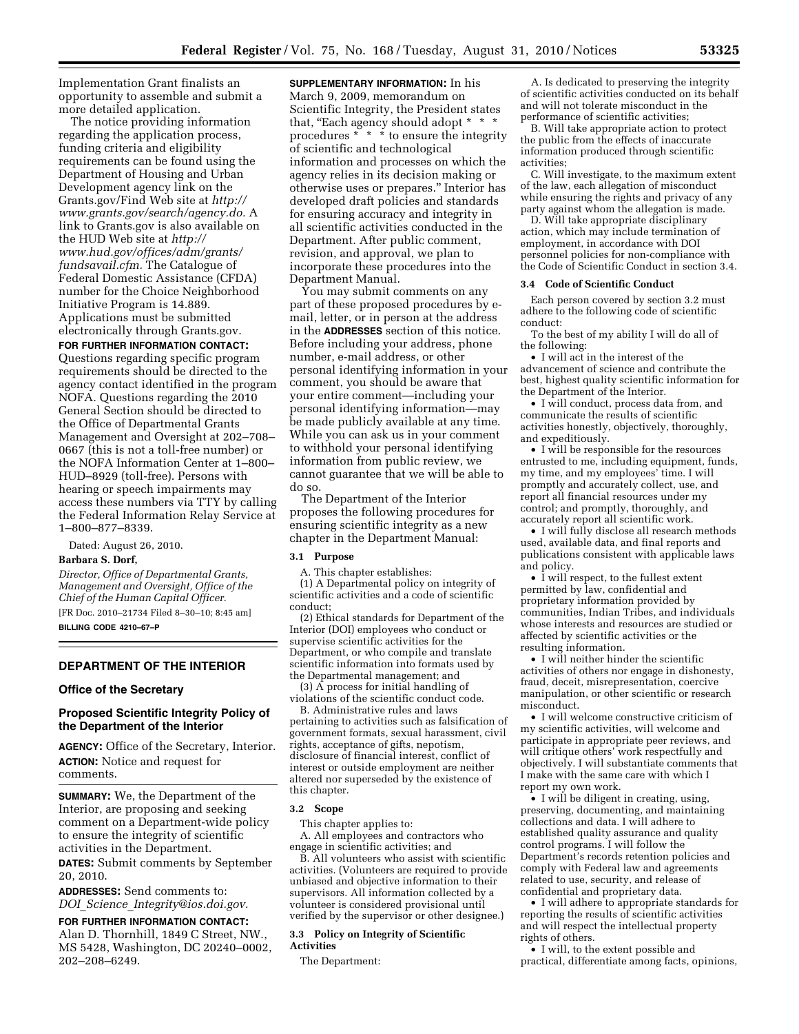Implementation Grant finalists an opportunity to assemble and submit a more detailed application.

The notice providing information regarding the application process, funding criteria and eligibility requirements can be found using the Department of Housing and Urban Development agency link on the Grants.gov/Find Web site at *http://www.grants.gov/search/agency.do.* A link to Grants.gov is also available on the HUD Web site at *http://www.hud.gov/offices/adm/grants/fundsavail.cfm.* The Catalogue of Federal Domestic Assistance (CFDA) number for the Choice Neighborhood Initiative Program is 14.889. Applications must be submitted electronically through Grants.gov.

**FOR FURTHER INFORMATION CONTACT:** Questions regarding specific program requirements should be directed to the agency contact identified in the program NOFA. Questions regarding the 2010 General Section should be directed to the Office of Departmental Grants Management and Oversight at 202–708–0667 (this is not a toll-free number) or the NOFA Information Center at 1–800–HUD–8929 (toll-free). Persons with hearing or speech impairments may access these numbers via TTY by calling the Federal Information Relay Service at 1–800–877–8339.

Dated: August 26, 2010.

**Barbara S. Dorf,**

*Director, Office of Departmental Grants, Management and Oversight, Office of the Chief of the Human Capital Officer.*

[FR Doc. 2010–21734 Filed 8–30–10; 8:45 am]

**BILLING CODE 4210–67–P**

## DEPARTMENT OF THE INTERIOR

### Office of the Secretary

### Proposed Scientific Integrity Policy of the Department of the Interior

**AGENCY:** Office of the Secretary, Interior.

**ACTION:** Notice and request for comments.

**SUMMARY:** We, the Department of the Interior, are proposing and seeking comment on a Department-wide policy to ensure the integrity of scientific activities in the Department.

**DATES:** Submit comments by September 20, 2010.

**ADDRESSES:** Send comments to: *DOI_Science_Integrity@ios.doi.gov.*

**FOR FURTHER INFORMATION CONTACT:** Alan D. Thornhill, 1849 C Street, NW., MS 5428, Washington, DC 20240–0002, 202–208–6249.

**SUPPLEMENTARY INFORMATION:** In his March 9, 2009, memorandum on Scientific Integrity, the President states that, "Each agency should adopt * * * procedures * * * to ensure the integrity of scientific and technological information and processes on which the agency relies in its decision making or otherwise uses or prepares." Interior has developed draft policies and standards for ensuring accuracy and integrity in all scientific activities conducted in the Department. After public comment, revision, and approval, we plan to incorporate these procedures into the Department Manual.

You may submit comments on any part of these proposed procedures by e-mail, letter, or in person at the address in the **ADDRESSES** section of this notice. Before including your address, phone number, e-mail address, or other personal identifying information in your comment, you should be aware that your entire comment—including your personal identifying information—may be made publicly available at any time. While you can ask us in your comment to withhold your personal identifying information from public review, we cannot guarantee that we will be able to do so.

The Department of the Interior proposes the following procedures for ensuring scientific integrity as a new chapter in the Department Manual:

#### 3.1 Purpose

A. This chapter establishes:

(1) A Departmental policy on integrity of scientific activities and a code of scientific conduct;

(2) Ethical standards for Department of the Interior (DOI) employees who conduct or supervise scientific activities for the Department, or who compile and translate scientific information into formats used by the Departmental management; and

(3) A process for initial handling of violations of the scientific conduct code.

B. Administrative rules and laws pertaining to activities such as falsification of government formats, sexual harassment, civil rights, acceptance of gifts, nepotism, disclosure of financial interest, conflict of interest or outside employment are neither altered nor superseded by the existence of this chapter.

#### 3.2 Scope

This chapter applies to:

A. All employees and contractors who engage in scientific activities; and

B. All volunteers who assist with scientific activities. (Volunteers are required to provide unbiased and objective information to their supervisors. All information collected by a volunteer is considered provisional until verified by the supervisor or other designee.)

#### 3.3 Policy on Integrity of Scientific Activities

The Department:

A. Is dedicated to preserving the integrity of scientific activities conducted on its behalf and will not tolerate misconduct in the performance of scientific activities;

B. Will take appropriate action to protect the public from the effects of inaccurate information produced through scientific activities;

C. Will investigate, to the maximum extent of the law, each allegation of misconduct while ensuring the rights and privacy of any party against whom the allegation is made.

D. Will take appropriate disciplinary action, which may include termination of employment, in accordance with DOI personnel policies for non-compliance with the Code of Scientific Conduct in section 3.4.

#### 3.4 Code of Scientific Conduct

Each person covered by section 3.2 must adhere to the following code of scientific conduct:

To the best of my ability I will do all of the following:

- I will act in the interest of the advancement of science and contribute the best, highest quality scientific information for the Department of the Interior.
- I will conduct, process data from, and communicate the results of scientific activities honestly, objectively, thoroughly, and expeditiously.
- I will be responsible for the resources entrusted to me, including equipment, funds, my time, and my employees' time. I will promptly and accurately collect, use, and report all financial resources under my control; and promptly, thoroughly, and accurately report all scientific work.
- I will fully disclose all research methods used, available data, and final reports and publications consistent with applicable laws and policy.
- I will respect, to the fullest extent permitted by law, confidential and proprietary information provided by communities, Indian Tribes, and individuals whose interests and resources are studied or affected by scientific activities or the resulting information.
- I will neither hinder the scientific activities of others nor engage in dishonesty, fraud, deceit, misrepresentation, coercive manipulation, or other scientific or research misconduct.
- I will welcome constructive criticism of my scientific activities, will welcome and participate in appropriate peer reviews, and will critique others' work respectfully and objectively. I will substantiate comments that I make with the same care with which I report my own work.
- I will be diligent in creating, using, preserving, documenting, and maintaining collections and data. I will adhere to established quality assurance and quality control programs. I will follow the Department's records retention policies and comply with Federal law and agreements related to use, security, and release of confidential and proprietary data.
- I will adhere to appropriate standards for reporting the results of scientific activities and will respect the intellectual property rights of others.
- I will, to the extent possible and practical, differentiate among facts, opinions,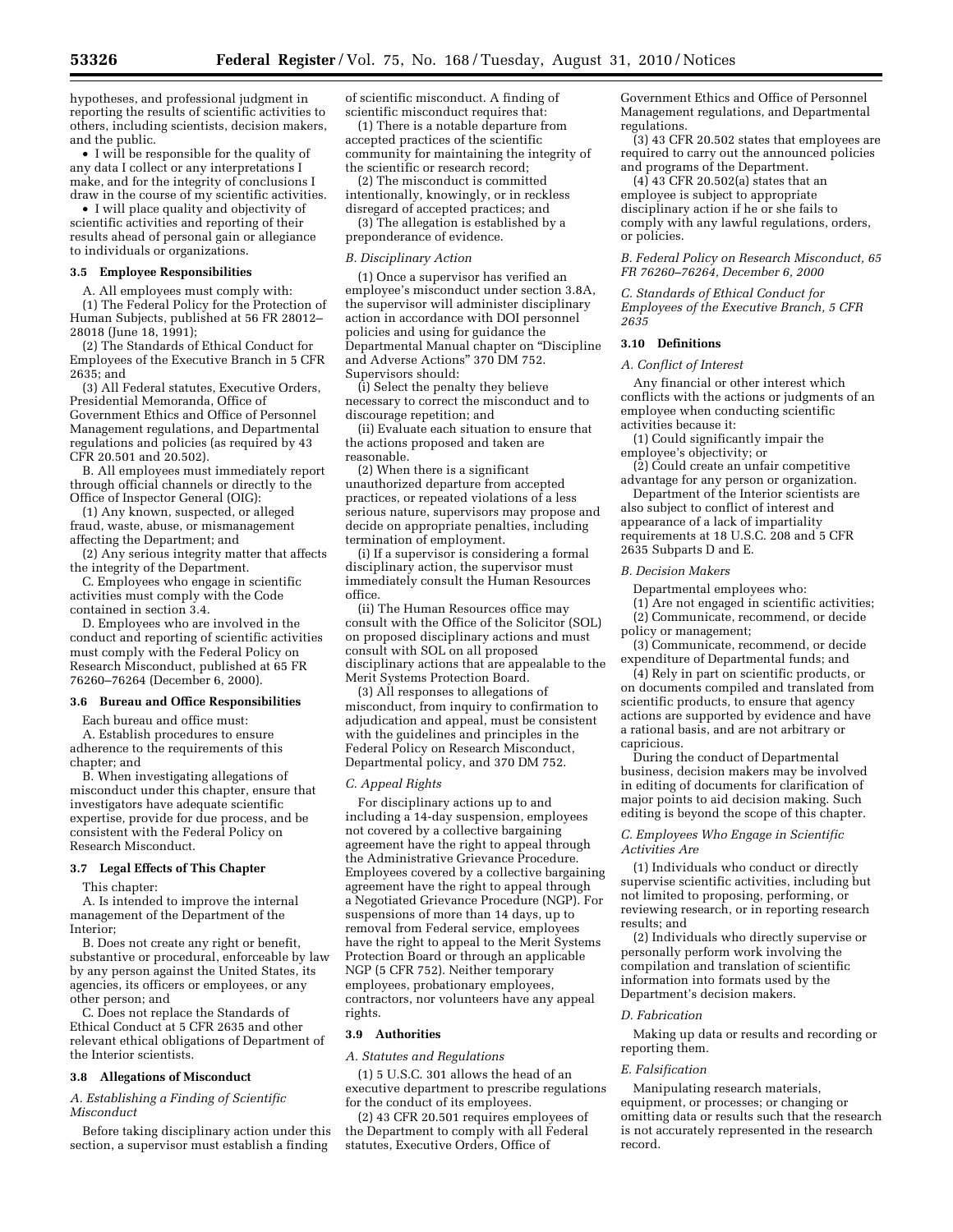hypotheses, and professional judgment in reporting the results of scientific activities to others, including scientists, decision makers, and the public.

- I will be responsible for the quality of any data I collect or any interpretations I make, and for the integrity of conclusions I draw in the course of my scientific activities.
- I will place quality and objectivity of scientific activities and reporting of their results ahead of personal gain or allegiance to individuals or organizations.

### 3.5 Employee Responsibilities

A. All employees must comply with:

(1) The Federal Policy for the Protection of Human Subjects, published at 56 FR 28012–28018 (June 18, 1991);

(2) The Standards of Ethical Conduct for Employees of the Executive Branch in 5 CFR 2635; and

(3) All Federal statutes, Executive Orders, Presidential Memoranda, Office of Government Ethics and Office of Personnel Management regulations, and Departmental regulations and policies (as required by 43 CFR 20.501 and 20.502).

B. All employees must immediately report through official channels or directly to the Office of Inspector General (OIG):

(1) Any known, suspected, or alleged fraud, waste, abuse, or mismanagement affecting the Department; and

(2) Any serious integrity matter that affects the integrity of the Department.

C. Employees who engage in scientific activities must comply with the Code contained in section 3.4.

D. Employees who are involved in the conduct and reporting of scientific activities must comply with the Federal Policy on Research Misconduct, published at 65 FR 76260–76264 (December 6, 2000).

### 3.6 Bureau and Office Responsibilities

Each bureau and office must:

A. Establish procedures to ensure adherence to the requirements of this chapter; and

B. When investigating allegations of misconduct under this chapter, ensure that investigators have adequate scientific expertise, provide for due process, and be consistent with the Federal Policy on Research Misconduct.

### 3.7 Legal Effects of This Chapter

This chapter:

A. Is intended to improve the internal management of the Department of the Interior;

B. Does not create any right or benefit, substantive or procedural, enforceable by law by any person against the United States, its agencies, its officers or employees, or any other person; and

C. Does not replace the Standards of Ethical Conduct at 5 CFR 2635 and other relevant ethical obligations of Department of the Interior scientists.

### 3.8 Allegations of Misconduct

*A. Establishing a Finding of Scientific Misconduct*

Before taking disciplinary action under this section, a supervisor must establish a finding of scientific misconduct. A finding of scientific misconduct requires that:

(1) There is a notable departure from accepted practices of the scientific community for maintaining the integrity of the scientific or research record;

(2) The misconduct is committed intentionally, knowingly, or in reckless disregard of accepted practices; and

(3) The allegation is established by a preponderance of evidence.

*B. Disciplinary Action*

(1) Once a supervisor has verified an employee's misconduct under section 3.8A, the supervisor will administer disciplinary action in accordance with DOI personnel policies and using for guidance the Departmental Manual chapter on "Discipline and Adverse Actions" 370 DM 752. Supervisors should:

(i) Select the penalty they believe necessary to correct the misconduct and to discourage repetition; and

(ii) Evaluate each situation to ensure that the actions proposed and taken are reasonable.

(2) When there is a significant unauthorized departure from accepted practices, or repeated violations of a less serious nature, supervisors may propose and decide on appropriate penalties, including termination of employment.

(i) If a supervisor is considering a formal disciplinary action, the supervisor must immediately consult the Human Resources office.

(ii) The Human Resources office may consult with the Office of the Solicitor (SOL) on proposed disciplinary actions and must consult with SOL on all proposed disciplinary actions that are appealable to the Merit Systems Protection Board.

(3) All responses to allegations of misconduct, from inquiry to confirmation to adjudication and appeal, must be consistent with the guidelines and principles in the Federal Policy on Research Misconduct, Departmental policy, and 370 DM 752.

*C. Appeal Rights*

For disciplinary actions up to and including a 14-day suspension, employees not covered by a collective bargaining agreement have the right to appeal through the Administrative Grievance Procedure. Employees covered by a collective bargaining agreement have the right to appeal through a Negotiated Grievance Procedure (NGP). For suspensions of more than 14 days, up to removal from Federal service, employees have the right to appeal to the Merit Systems Protection Board or through an applicable NGP (5 CFR 752). Neither temporary employees, probationary employees, contractors, nor volunteers have any appeal rights.

### 3.9 Authorities

*A. Statutes and Regulations*

(1) 5 U.S.C. 301 allows the head of an executive department to prescribe regulations for the conduct of its employees.

(2) 43 CFR 20.501 requires employees of the Department to comply with all Federal statutes, Executive Orders, Office of Government Ethics and Office of Personnel Management regulations, and Departmental regulations.

(3) 43 CFR 20.502 states that employees are required to carry out the announced policies and programs of the Department.

(4) 43 CFR 20.502(a) states that an employee is subject to appropriate disciplinary action if he or she fails to comply with any lawful regulations, orders, or policies.

*B. Federal Policy on Research Misconduct, 65 FR 76260–76264, December 6, 2000*

*C. Standards of Ethical Conduct for Employees of the Executive Branch, 5 CFR 2635*

### 3.10 Definitions

*A. Conflict of Interest*

Any financial or other interest which conflicts with the actions or judgments of an employee when conducting scientific activities because it:

(1) Could significantly impair the employee's objectivity; or

(2) Could create an unfair competitive advantage for any person or organization.

Department of the Interior scientists are also subject to conflict of interest and appearance of a lack of impartiality requirements at 18 U.S.C. 208 and 5 CFR 2635 Subparts D and E.

*B. Decision Makers*

Departmental employees who:

(1) Are not engaged in scientific activities;

(2) Communicate, recommend, or decide policy or management;

(3) Communicate, recommend, or decide expenditure of Departmental funds; and

(4) Rely in part on scientific products, or on documents compiled and translated from scientific products, to ensure that agency actions are supported by evidence and have a rational basis, and are not arbitrary or capricious.

During the conduct of Departmental business, decision makers may be involved in editing of documents for clarification of major points to aid decision making. Such editing is beyond the scope of this chapter.

*C. Employees Who Engage in Scientific Activities Are*

(1) Individuals who conduct or directly supervise scientific activities, including but not limited to proposing, performing, or reviewing research, or in reporting research results; and

(2) Individuals who directly supervise or personally perform work involving the compilation and translation of scientific information into formats used by the Department's decision makers.

*D. Fabrication*

Making up data or results and recording or reporting them.

*E. Falsification*

Manipulating research materials, equipment, or processes; or changing or omitting data or results such that the research is not accurately represented in the research record.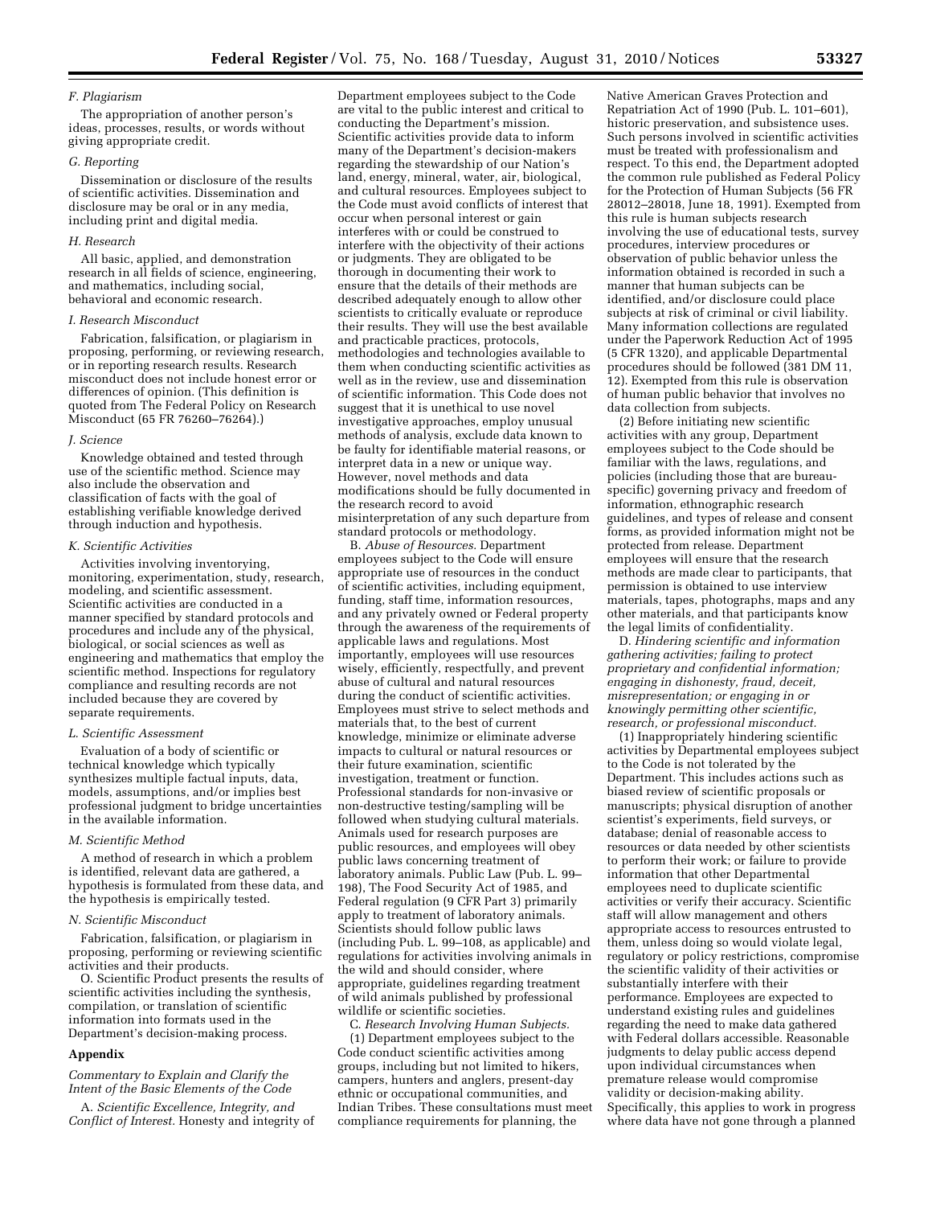### F. Plagiarism

The appropriation of another person's ideas, processes, results, or words without giving appropriate credit.

### G. Reporting

Dissemination or disclosure of the results of scientific activities. Dissemination and disclosure may be oral or in any media, including print and digital media.

### H. Research

All basic, applied, and demonstration research in all fields of science, engineering, and mathematics, including social, behavioral and economic research.

### I. Research Misconduct

Fabrication, falsification, or plagiarism in proposing, performing, or reviewing research, or in reporting research results. Research misconduct does not include honest error or differences of opinion. (This definition is quoted from The Federal Policy on Research Misconduct (65 FR 76260–76264).)

### J. Science

Knowledge obtained and tested through use of the scientific method. Science may also include the observation and classification of facts with the goal of establishing verifiable knowledge derived through induction and hypothesis.

### K. Scientific Activities

Activities involving inventorying, monitoring, experimentation, study, research, modeling, and scientific assessment. Scientific activities are conducted in a manner specified by standard protocols and procedures and include any of the physical, biological, or social sciences as well as engineering and mathematics that employ the scientific method. Inspections for regulatory compliance and resulting records are not included because they are covered by separate requirements.

### L. Scientific Assessment

Evaluation of a body of scientific or technical knowledge which typically synthesizes multiple factual inputs, data, models, assumptions, and/or implies best professional judgment to bridge uncertainties in the available information.

### M. Scientific Method

A method of research in which a problem is identified, relevant data are gathered, a hypothesis is formulated from these data, and the hypothesis is empirically tested.

### N. Scientific Misconduct

Fabrication, falsification, or plagiarism in proposing, performing or reviewing scientific activities and their products.

O. Scientific Product presents the results of scientific activities including the synthesis, compilation, or translation of scientific information into formats used in the Department's decision-making process.

## Appendix

*Commentary to Explain and Clarify the Intent of the Basic Elements of the Code*

A. *Scientific Excellence, Integrity, and Conflict of Interest.* Honesty and integrity of Department employees subject to the Code are vital to the public interest and critical to conducting the Department's mission. Scientific activities provide data to inform many of the Department's decision-makers regarding the stewardship of our Nation's land, energy, mineral, water, air, biological, and cultural resources. Employees subject to the Code must avoid conflicts of interest that occur when personal interest or gain interferes with or could be construed to interfere with the objectivity of their actions or judgments. They are obligated to be thorough in documenting their work to ensure that the details of their methods are described adequately enough to allow other scientists to critically evaluate or reproduce their results. They will use the best available and practicable practices, protocols, methodologies and technologies available to them when conducting scientific activities as well as in the review, use and dissemination of scientific information. This Code does not suggest that it is unethical to use novel investigative approaches, employ unusual methods of analysis, exclude data known to be faulty for identifiable material reasons, or interpret data in a new or unique way. However, novel methods and data modifications should be fully documented in the research record to avoid misinterpretation of any such departure from standard protocols or methodology.

B. *Abuse of Resources.* Department employees subject to the Code will ensure appropriate use of resources in the conduct of scientific activities, including equipment, funding, staff time, information resources, and any privately owned or Federal property through the awareness of the requirements of applicable laws and regulations. Most importantly, employees will use resources wisely, efficiently, respectfully, and prevent abuse of cultural and natural resources during the conduct of scientific activities. Employees must strive to select methods and materials that, to the best of current knowledge, minimize or eliminate adverse impacts to cultural or natural resources or their future examination, scientific investigation, treatment or function. Professional standards for non-invasive or non-destructive testing/sampling will be followed when studying cultural materials. Animals used for research purposes are public resources, and employees will obey public laws concerning treatment of laboratory animals. Public Law (Pub. L. 99–198), The Food Security Act of 1985, and Federal regulation (9 CFR Part 3) primarily apply to treatment of laboratory animals. Scientists should follow public laws (including Pub. L. 99–108, as applicable) and regulations for activities involving animals in the wild and should consider, where appropriate, guidelines regarding treatment of wild animals published by professional wildlife or scientific societies.

C. *Research Involving Human Subjects.*

(1) Department employees subject to the Code conduct scientific activities among groups, including but not limited to hikers, campers, hunters and anglers, present-day ethnic or occupational communities, and Indian Tribes. These consultations must meet compliance requirements for planning, the Native American Graves Protection and Repatriation Act of 1990 (Pub. L. 101–601), historic preservation, and subsistence uses. Such persons involved in scientific activities must be treated with professionalism and respect. To this end, the Department adopted the common rule published as Federal Policy for the Protection of Human Subjects (56 FR 28012–28018, June 18, 1991). Exempted from this rule is human subjects research involving the use of educational tests, survey procedures, interview procedures or observation of public behavior unless the information obtained is recorded in such a manner that human subjects can be identified, and/or disclosure could place subjects at risk of criminal or civil liability. Many information collections are regulated under the Paperwork Reduction Act of 1995 (5 CFR 1320), and applicable Departmental procedures should be followed (381 DM 11, 12). Exempted from this rule is observation of human public behavior that involves no data collection from subjects.

(2) Before initiating new scientific activities with any group, Department employees subject to the Code should be familiar with the laws, regulations, and policies (including those that are bureau-specific) governing privacy and freedom of information, ethnographic research guidelines, and types of release and consent forms, as provided information might not be protected from release. Department employees will ensure that the research methods are made clear to participants, that permission is obtained to use interview materials, tapes, photographs, maps and any other materials, and that participants know the legal limits of confidentiality.

D. *Hindering scientific and information gathering activities; failing to protect proprietary and confidential information; engaging in dishonesty, fraud, deceit, misrepresentation; or engaging in or knowingly permitting other scientific, research, or professional misconduct.*

(1) Inappropriately hindering scientific activities by Departmental employees subject to the Code is not tolerated by the Department. This includes actions such as biased review of scientific proposals or manuscripts; physical disruption of another scientist's experiments, field surveys, or database; denial of reasonable access to resources or data needed by other scientists to perform their work; or failure to provide information that other Departmental employees need to duplicate scientific activities or verify their accuracy. Scientific staff will allow management and others appropriate access to resources entrusted to them, unless doing so would violate legal, regulatory or policy restrictions, compromise the scientific validity of their activities or substantially interfere with their performance. Employees are expected to understand existing rules and guidelines regarding the need to make data gathered with Federal dollars accessible. Reasonable judgments to delay public access depend upon individual circumstances when premature release would compromise validity or decision-making ability. Specifically, this applies to work in progress where data have not gone through a planned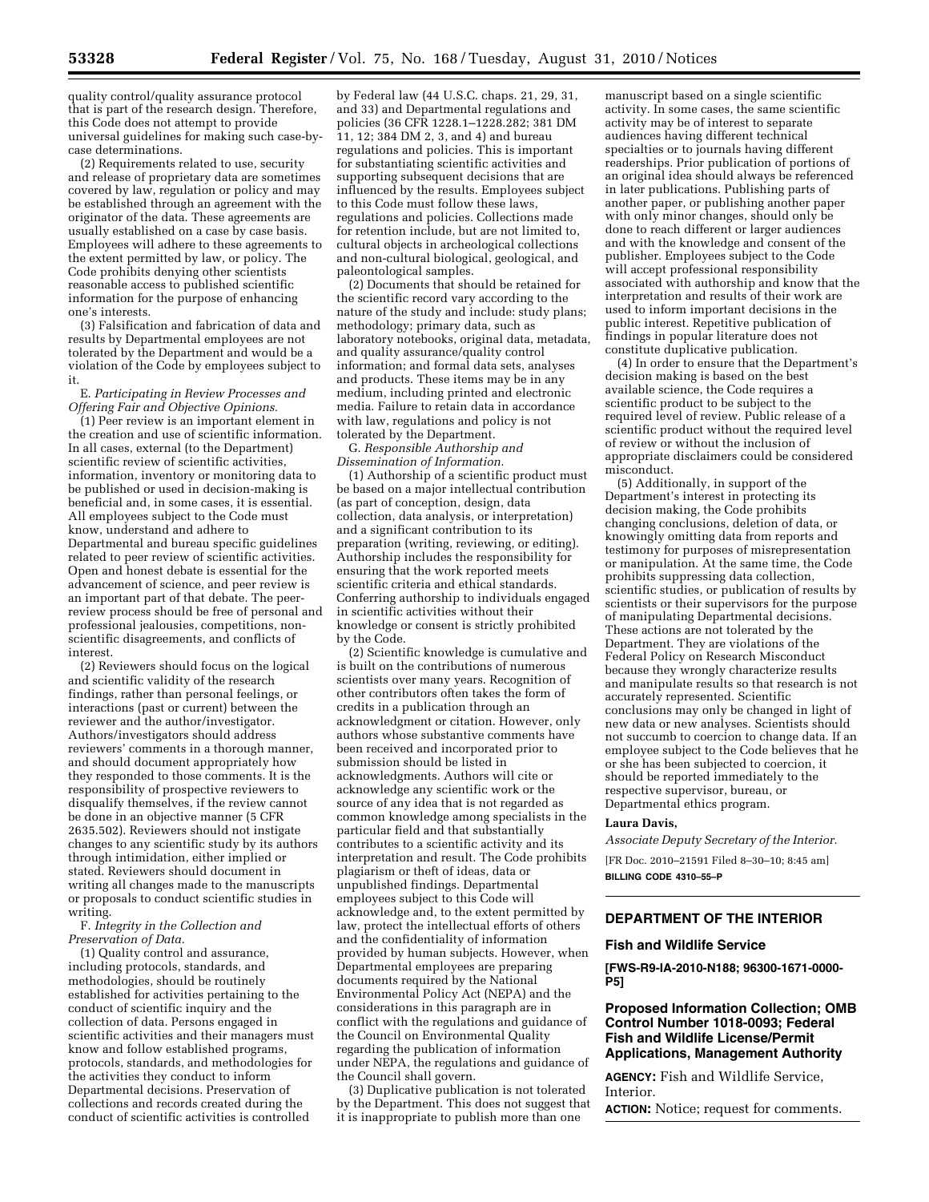quality control/quality assurance protocol that is part of the research design. Therefore, this Code does not attempt to provide universal guidelines for making such case-by-case determinations.

(2) Requirements related to use, security and release of proprietary data are sometimes covered by law, regulation or policy and may be established through an agreement with the originator of the data. These agreements are usually established on a case by case basis. Employees will adhere to these agreements to the extent permitted by law, or policy. The Code prohibits denying other scientists reasonable access to published scientific information for the purpose of enhancing one's interests.

(3) Falsification and fabrication of data and results by Departmental employees are not tolerated by the Department and would be a violation of the Code by employees subject to it.

E. *Participating in Review Processes and Offering Fair and Objective Opinions.*

(1) Peer review is an important element in the creation and use of scientific information. In all cases, external (to the Department) scientific review of scientific activities, information, inventory or monitoring data to be published or used in decision-making is beneficial and, in some cases, it is essential. All employees subject to the Code must know, understand and adhere to Departmental and bureau specific guidelines related to peer review of scientific activities. Open and honest debate is essential for the advancement of science, and peer review is an important part of that debate. The peer-review process should be free of personal and professional jealousies, competitions, non-scientific disagreements, and conflicts of interest.

(2) Reviewers should focus on the logical and scientific validity of the research findings, rather than personal feelings, or interactions (past or current) between the reviewer and the author/investigator. Authors/investigators should address reviewers' comments in a thorough manner, and should document appropriately how they responded to those comments. It is the responsibility of prospective reviewers to disqualify themselves, if the review cannot be done in an objective manner (5 CFR 2635.502). Reviewers should not instigate changes to any scientific study by its authors through intimidation, either implied or stated. Reviewers should document in writing all changes made to the manuscripts or proposals to conduct scientific studies in writing.

F. *Integrity in the Collection and Preservation of Data.*

(1) Quality control and assurance, including protocols, standards, and methodologies, should be routinely established for activities pertaining to the conduct of scientific inquiry and the collection of data. Persons engaged in scientific activities and their managers must know and follow established programs, protocols, standards, and methodologies for the activities they conduct to inform Departmental decisions. Preservation of collections and records created during the conduct of scientific activities is controlled by Federal law (44 U.S.C. chaps. 21, 29, 31, and 33) and Departmental regulations and policies (36 CFR 1228.1–1228.282; 381 DM 11, 12; 384 DM 2, 3, and 4) and bureau regulations and policies. This is important for substantiating scientific activities and supporting subsequent decisions that are influenced by the results. Employees subject to this Code must follow these laws, regulations and policies. Collections made for retention include, but are not limited to, cultural objects in archeological collections and non-cultural biological, geological, and paleontological samples.

(2) Documents that should be retained for the scientific record vary according to the nature of the study and include: study plans; methodology; primary data, such as laboratory notebooks, original data, metadata, and quality assurance/quality control information; and formal data sets, analyses and products. These items may be in any medium, including printed and electronic media. Failure to retain data in accordance with law, regulations and policy is not tolerated by the Department.

G. *Responsible Authorship and Dissemination of Information.*

(1) Authorship of a scientific product must be based on a major intellectual contribution (as part of conception, design, data collection, data analysis, or interpretation) and a significant contribution to its preparation (writing, reviewing, or editing). Authorship includes the responsibility for ensuring that the work reported meets scientific criteria and ethical standards. Conferring authorship to individuals engaged in scientific activities without their knowledge or consent is strictly prohibited by the Code.

(2) Scientific knowledge is cumulative and is built on the contributions of numerous scientists over many years. Recognition of other contributors often takes the form of credits in a publication through an acknowledgment or citation. However, only authors whose substantive comments have been received and incorporated prior to submission should be listed in acknowledgments. Authors will cite or acknowledge any scientific work or the source of any idea that is not regarded as common knowledge among specialists in the particular field and that substantially contributes to a scientific activity and its interpretation and result. The Code prohibits plagiarism or theft of ideas, data or unpublished findings. Departmental employees subject to this Code will acknowledge and, to the extent permitted by law, protect the intellectual efforts of others and the confidentiality of information provided by human subjects. However, when Departmental employees are preparing documents required by the National Environmental Policy Act (NEPA) and the considerations in this paragraph are in conflict with the regulations and guidance of the Council on Environmental Quality regarding the publication of information under NEPA, the regulations and guidance of the Council shall govern.

(3) Duplicative publication is not tolerated by the Department. This does not suggest that it is inappropriate to publish more than one manuscript based on a single scientific activity. In some cases, the same scientific activity may be of interest to separate audiences having different technical specialties or to journals having different readerships. Prior publication of portions of an original idea should always be referenced in later publications. Publishing parts of another paper, or publishing another paper with only minor changes, should only be done to reach different or larger audiences and with the knowledge and consent of the publisher. Employees subject to the Code will accept professional responsibility associated with authorship and know that the interpretation and results of their work are used to inform important decisions in the public interest. Repetitive publication of findings in popular literature does not constitute duplicative publication.

(4) In order to ensure that the Department's decision making is based on the best available science, the Code requires a scientific product to be subject to the required level of review. Public release of a scientific product without the required level of review or without the inclusion of appropriate disclaimers could be considered misconduct.

(5) Additionally, in support of the Department's interest in protecting its decision making, the Code prohibits changing conclusions, deletion of data, or knowingly omitting data from reports and testimony for purposes of misrepresentation or manipulation. At the same time, the Code prohibits suppressing data collection, scientific studies, or publication of results by scientists or their supervisors for the purpose of manipulating Departmental decisions. These actions are not tolerated by the Department. They are violations of the Federal Policy on Research Misconduct because they wrongly characterize results and manipulate results so that research is not accurately represented. Scientific conclusions may only be changed in light of new data or new analyses. Scientists should not succumb to coercion to change data. If an employee subject to the Code believes that he or she has been subjected to coercion, it should be reported immediately to the respective supervisor, bureau, or Departmental ethics program.

**Laura Davis,**

*Associate Deputy Secretary of the Interior.*

[FR Doc. 2010–21591 Filed 8–30–10; 8:45 am]

**BILLING CODE 4310–55–P**

---

## DEPARTMENT OF THE INTERIOR

### Fish and Wildlife Service

**[FWS-R9-IA-2010-N188; 96300-1671-0000-P5]**

### Proposed Information Collection; OMB Control Number 1018-0093; Federal Fish and Wildlife License/Permit Applications, Management Authority

**AGENCY:** Fish and Wildlife Service, Interior.

**ACTION:** Notice; request for comments.